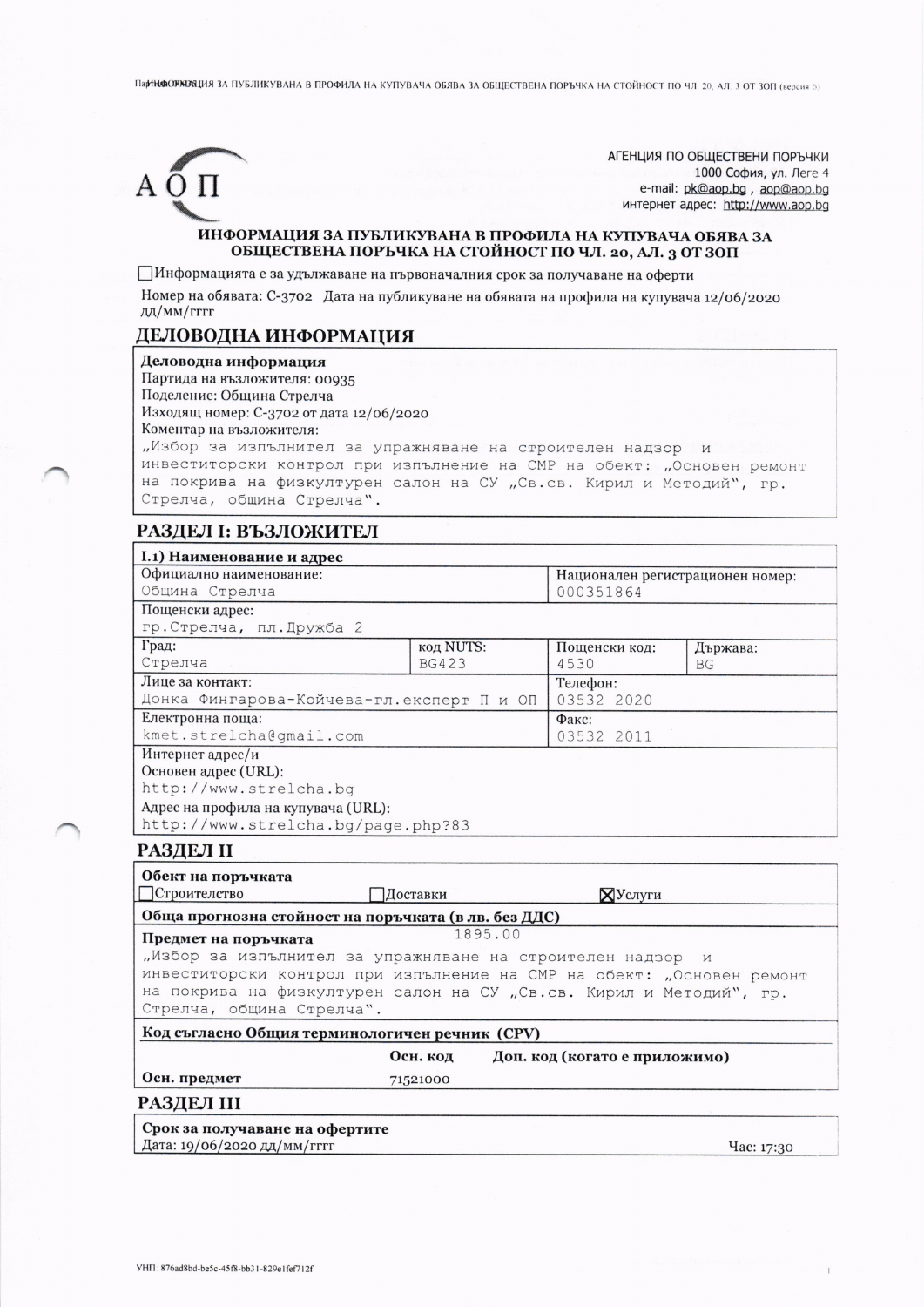АГЕНЦИЯ ПО ОБЩЕСТВЕНИ ПОРЪЧКИ
1000 София, ул. Леге 4
e-mail: pk@aop.bg , aop@aop.bg
интернет адрес: http://www.aop.bg

## ИНФОРМАЦИЯ ЗА ПУБЛИКУВАНА В ПРОФИЛА НА КУПУВАЧА ОБЯВА ЗА ОБЩЕСТВЕНА ПОРЪЧКА НА СТОЙНОСТ ПО ЧЛ. 20, АЛ. 3 ОТ ЗОП

☐ Информацията е за удължаване на първоначалния срок за получаване на оферти

Номер на обявата: С-3702 Дата на публикуване на обявата на профила на купувача 12/06/2020 дд/мм/гггг

## ДЕЛОВОДНА ИНФОРМАЦИЯ

**Деловодна информация**

Партида на възложителя: 00935
Поделение: Община Стрелча
Изходящ номер: С-3702 от дата 12/06/2020
Коментар на възложителя:
„Избор за изпълнител за упражняване на строителен надзор и инвеститорски контрол при изпълнение на СМР на обект: „Основен ремонт на покрива на физкултурен салон на СУ „Св.св. Кирил и Методий", гр. Стрелча, община Стрелча".

## РАЗДЕЛ I: ВЪЗЛОЖИТЕЛ

**I.1) Наименование и адрес**

| Официално наименование: | | Национален регистрационен номер: | |
|---|---|---|---|
| Община Стрелча | | 000351864 | |
| Пощенски адрес: гр.Стрелча, пл.Дружба 2 | | | |
| Град: Стрелча | код NUTS: BG423 | Пощенски код: 4530 | Държава: BG |
| Лице за контакт: Донка Фингарова-Койчева-гл.експерт П и ОП | | Телефон: 03532 2020 | |
| Електронна поща: kmet.strelcha@gmail.com | | Факс: 03532 2011 | |

Интернет адрес/и
Основен адрес (URL):
http://www.strelcha.bg
Адрес на профила на купувача (URL):
http://www.strelcha.bg/page.php?83

## РАЗДЕЛ II

**Обект на поръчката**

☐ Строителство ☐ Доставки ☒ Услуги

**Обща прогнозна стойност на поръчката (в лв. без ДДС)**

1895.00

**Предмет на поръчката**

„Избор за изпълнител за упражняване на строителен надзор и инвеститорски контрол при изпълнение на СМР на обект: „Основен ремонт на покрива на физкултурен салон на СУ „Св.св. Кирил и Методий", гр. Стрелча, община Стрелча".

**Код съгласно Общия терминологичен речник (CPV)**

| | Осн. код | Доп. код (когато е приложимо) |
|---|---|---|
| Осн. предмет | 71521000 | |

## РАЗДЕЛ III

**Срок за получаване на офертите**

Дата: 19/06/2020 дд/мм/гггг Час: 17:30

УНП: 876ad8bd-be5c-45f8-bb31-829e1fef712f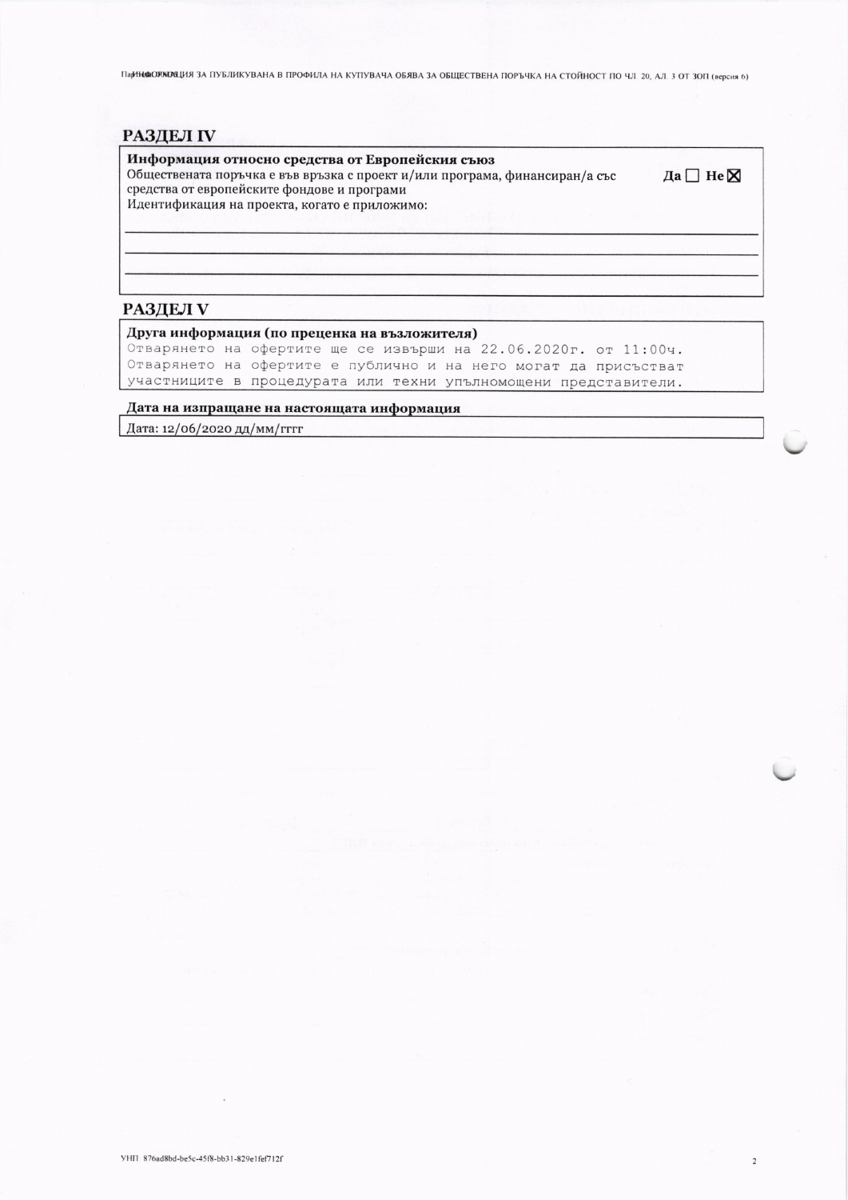## РАЗДЕЛ IV

**Информация относно средства от Европейския съюз**

Обществената поръчка е във връзка с проект и/или програма, финансиран/а със средства от европейските фондове и програми Да ☐ Не ☒

Идентификация на проекта, когато е приложимо:

## РАЗДЕЛ V

**Друга информация (по преценка на възложителя)**

Отварянето на офертите ще се извърши на 22.06.2020г. от 11:00ч. Отварянето на офертите е публично и на него могат да присъстват участниците в процедурата или техни упълномощени представители.

**Дата на изпращане на настоящата информация**

Дата: 12/06/2020 дд/мм/гггг